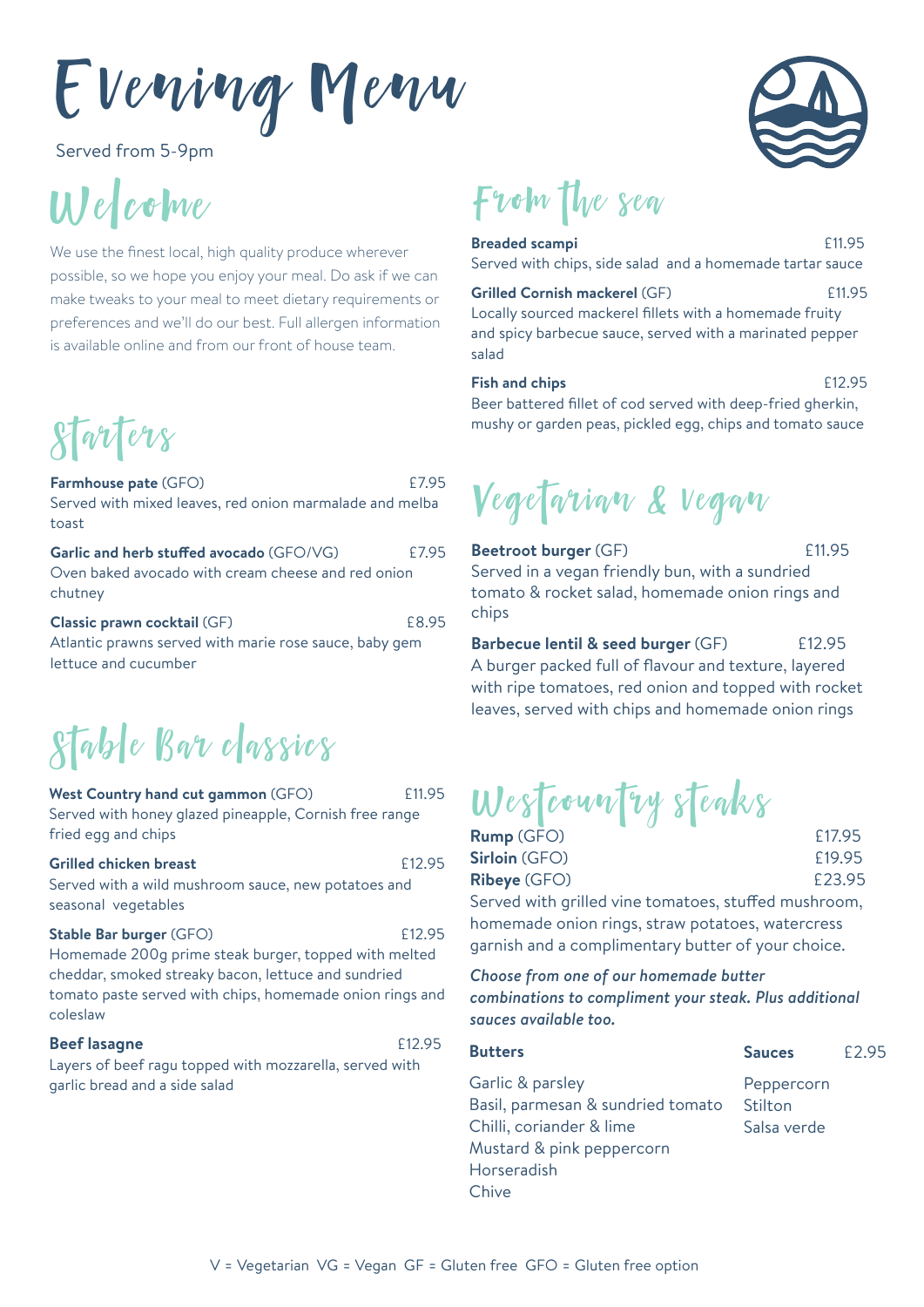# Evening Menu

Served from 5-9pm

## Welcome

We use the finest local, high quality produce wherever possible, so we hope you enjoy your meal. Do ask if we can make tweaks to your meal to meet dietary requirements or preferences and we'll do our best. Full allergen information is available online and from our front of house team.

## Starters

**Farmhouse pate** (GFO) £7.95
Served with mixed leaves, red onion marmalade and melba toast

**Garlic and herb stuffed avocado** (GFO/VG) £7.95
Oven baked avocado with cream cheese and red onion chutney

**Classic prawn cocktail** (GF) £8.95
Atlantic prawns served with marie rose sauce, baby gem lettuce and cucumber

## Stable Bar classics

**West Country hand cut gammon** (GFO) £11.95
Served with honey glazed pineapple, Cornish free range fried egg and chips

**Grilled chicken breast** £12.95
Served with a wild mushroom sauce, new potatoes and seasonal vegetables

**Stable Bar burger** (GFO) £12.95
Homemade 200g prime steak burger, topped with melted cheddar, smoked streaky bacon, lettuce and sundried tomato paste served with chips, homemade onion rings and coleslaw

**Beef lasagne** £12.95
Layers of beef ragu topped with mozzarella, served with garlic bread and a side salad

## From the sea

**Breaded scampi** £11.95
Served with chips, side salad and a homemade tartar sauce

**Grilled Cornish mackerel** (GF) £11.95
Locally sourced mackerel fillets with a homemade fruity and spicy barbecue sauce, served with a marinated pepper salad

**Fish and chips** £12.95
Beer battered fillet of cod served with deep-fried gherkin, mushy or garden peas, pickled egg, chips and tomato sauce

## Vegetarian & Vegan

**Beetroot burger** (GF) £11.95
Served in a vegan friendly bun, with a sundried tomato & rocket salad, homemade onion rings and chips

**Barbecue lentil & seed burger** (GF) £12.95
A burger packed full of flavour and texture, layered with ripe tomatoes, red onion and topped with rocket leaves, served with chips and homemade onion rings

## Westcountry steaks

**Rump** (GFO) £17.95
**Sirloin** (GFO) £19.95
**Ribeye** (GFO) £23.95

Served with grilled vine tomatoes, stuffed mushroom, homemade onion rings, straw potatoes, watercress garnish and a complimentary butter of your choice.

***Choose from one of our homemade butter combinations to compliment your steak. Plus additional sauces available too.***

**Butters**
- Garlic & parsley
- Basil, parmesan & sundried tomato
- Chilli, coriander & lime
- Mustard & pink peppercorn
- Horseradish
- Chive

**Sauces** £2.95
- Peppercorn
- Stilton
- Salsa verde

V = Vegetarian VG = Vegan GF = Gluten free GFO = Gluten free option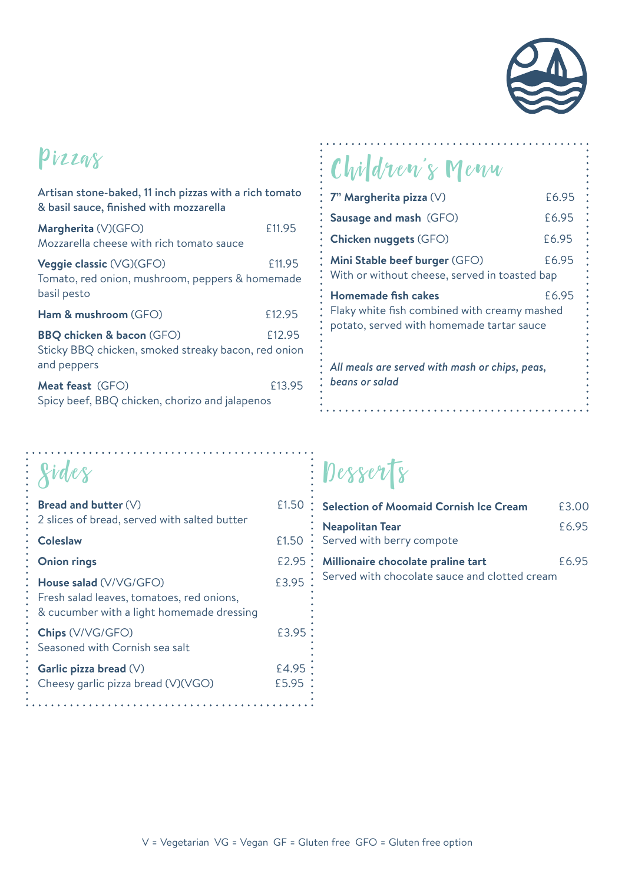## Pizzas

Artisan stone-baked, 11 inch pizzas with a rich tomato & basil sauce, finished with mozzarella

**Margherita** (V)(GFO) £11.95
Mozzarella cheese with rich tomato sauce

**Veggie classic** (VG)(GFO) £11.95
Tomato, red onion, mushroom, peppers & homemade basil pesto

**Ham & mushroom** (GFO) £12.95

**BBQ chicken & bacon** (GFO) £12.95
Sticky BBQ chicken, smoked streaky bacon, red onion and peppers

**Meat feast** (GFO) £13.95
Spicy beef, BBQ chicken, chorizo and jalapenos

## Children's Menu

**7" Margherita pizza** (V) £6.95

**Sausage and mash** (GFO) £6.95

**Chicken nuggets** (GFO) £6.95

**Mini Stable beef burger** (GFO) £6.95
With or without cheese, served in toasted bap

**Homemade fish cakes** £6.95
Flaky white fish combined with creamy mashed potato, served with homemade tartar sauce

*All meals are served with mash or chips, peas, beans or salad*

## Sides

**Bread and butter** (V) £1.50
2 slices of bread, served with salted butter

**Coleslaw** £1.50

**Onion rings** £2.95

**House salad** (V/VG/GFO) £3.95
Fresh salad leaves, tomatoes, red onions, & cucumber with a light homemade dressing

**Chips** (V/VG/GFO) £3.95
Seasoned with Cornish sea salt

**Garlic pizza bread** (V) £4.95
Cheesy garlic pizza bread (V)(VGO) £5.95

## Desserts

**Selection of Moomaid Cornish Ice Cream** £3.00

**Neapolitan Tear** £6.95
Served with berry compote

**Millionaire chocolate praline tart** £6.95
Served with chocolate sauce and clotted cream

V = Vegetarian VG = Vegan GF = Gluten free GFO = Gluten free option